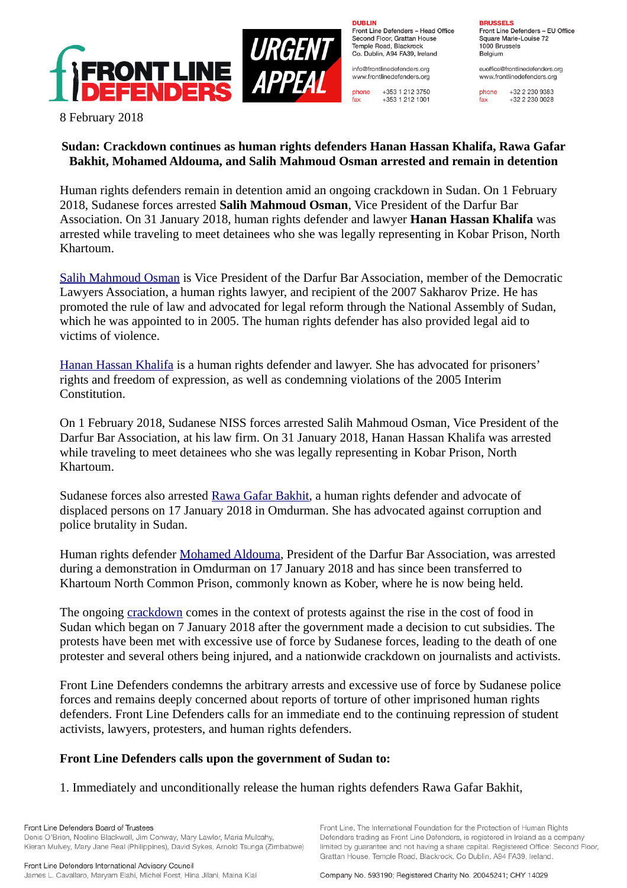8 February 2018

**Sudan: Crackdown continues as human rights defenders Hanan Hassan Khalifa, Rawa Gafar Bakhit, Mohamed Aldouma, and Salih Mahmoud Osman arrested and remain in detention**

Human rights defenders remain in detention amid an ongoing crackdown in Sudan. On 1 February 2018, Sudanese forces arrested **Salih Mahmoud Osman**, Vice President of the Darfur Bar Association. On 31 January 2018, human rights defender and lawyer **Hanan Hassan Khalifa** was arrested while traveling to meet detainees who she was legally representing in Kobar Prison, North Khartoum.

Salih Mahmoud Osman is Vice President of the Darfur Bar Association, member of the Democratic Lawyers Association, a human rights lawyer, and recipient of the 2007 Sakharov Prize. He has promoted the rule of law and advocated for legal reform through the National Assembly of Sudan, which he was appointed to in 2005. The human rights defender has also provided legal aid to victims of violence.

Hanan Hassan Khalifa is a human rights defender and lawyer. She has advocated for prisoners' rights and freedom of expression, as well as condemning violations of the 2005 Interim Constitution.

On 1 February 2018, Sudanese NISS forces arrested Salih Mahmoud Osman, Vice President of the Darfur Bar Association, at his law firm. On 31 January 2018, Hanan Hassan Khalifa was arrested while traveling to meet detainees who she was legally representing in Kobar Prison, North Khartoum.

Sudanese forces also arrested Rawa Gafar Bakhit, a human rights defender and advocate of displaced persons on 17 January 2018 in Omdurman. She has advocated against corruption and police brutality in Sudan.

Human rights defender Mohamed Aldouma, President of the Darfur Bar Association, was arrested during a demonstration in Omdurman on 17 January 2018 and has since been transferred to Khartoum North Common Prison, commonly known as Kober, where he is now being held.

The ongoing crackdown comes in the context of protests against the rise in the cost of food in Sudan which began on 7 January 2018 after the government made a decision to cut subsidies. The protests have been met with excessive use of force by Sudanese forces, leading to the death of one protester and several others being injured, and a nationwide crackdown on journalists and activists.

Front Line Defenders condemns the arbitrary arrests and excessive use of force by Sudanese police forces and remains deeply concerned about reports of torture of other imprisoned human rights defenders. Front Line Defenders calls for an immediate end to the continuing repression of student activists, lawyers, protesters, and human rights defenders.

**Front Line Defenders calls upon the government of Sudan to:**

1. Immediately and unconditionally release the human rights defenders Rawa Gafar Bakhit,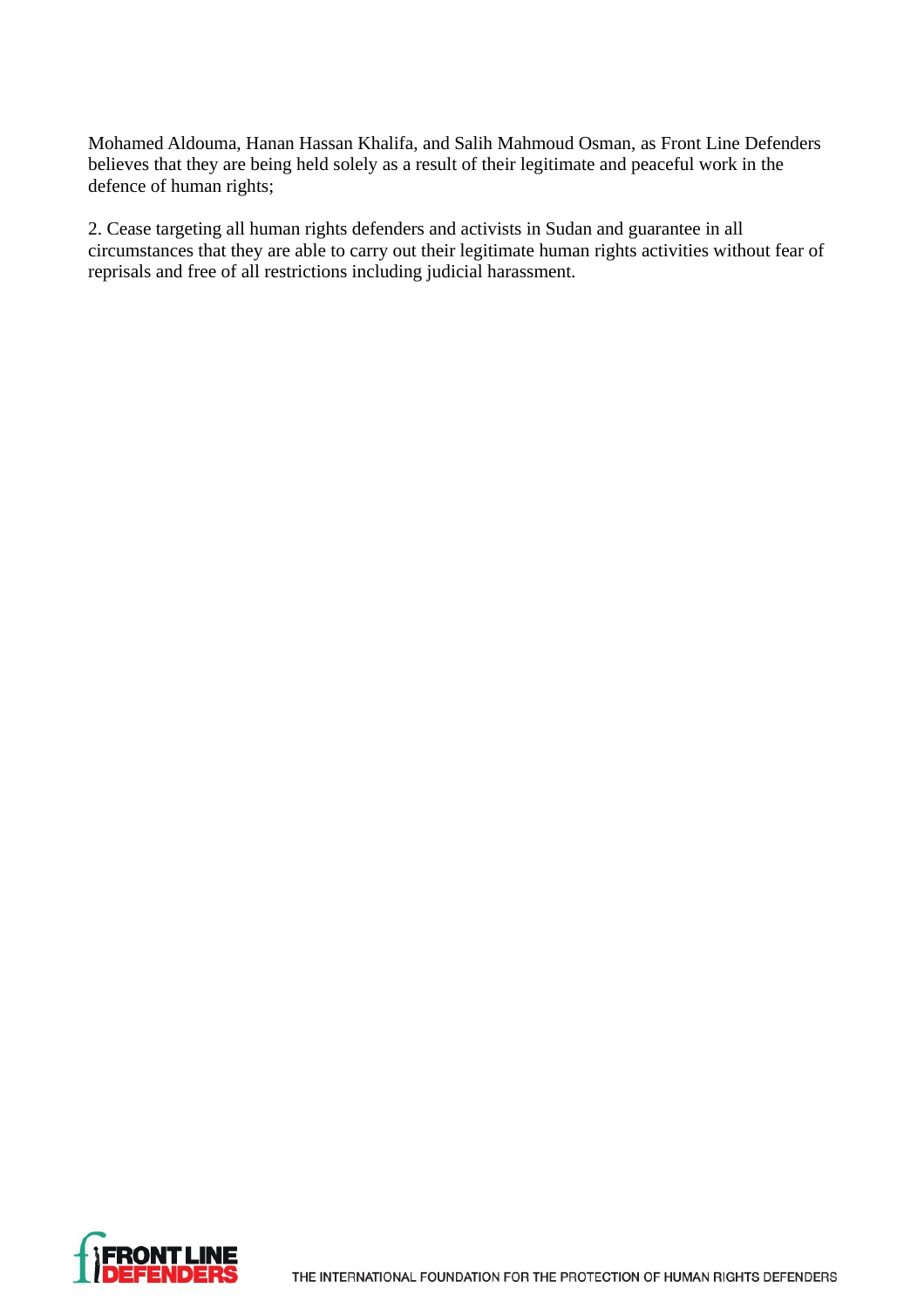Mohamed Aldouma, Hanan Hassan Khalifa, and Salih Mahmoud Osman, as Front Line Defenders believes that they are being held solely as a result of their legitimate and peaceful work in the defence of human rights;

2. Cease targeting all human rights defenders and activists in Sudan and guarantee in all circumstances that they are able to carry out their legitimate human rights activities without fear of reprisals and free of all restrictions including judicial harassment.